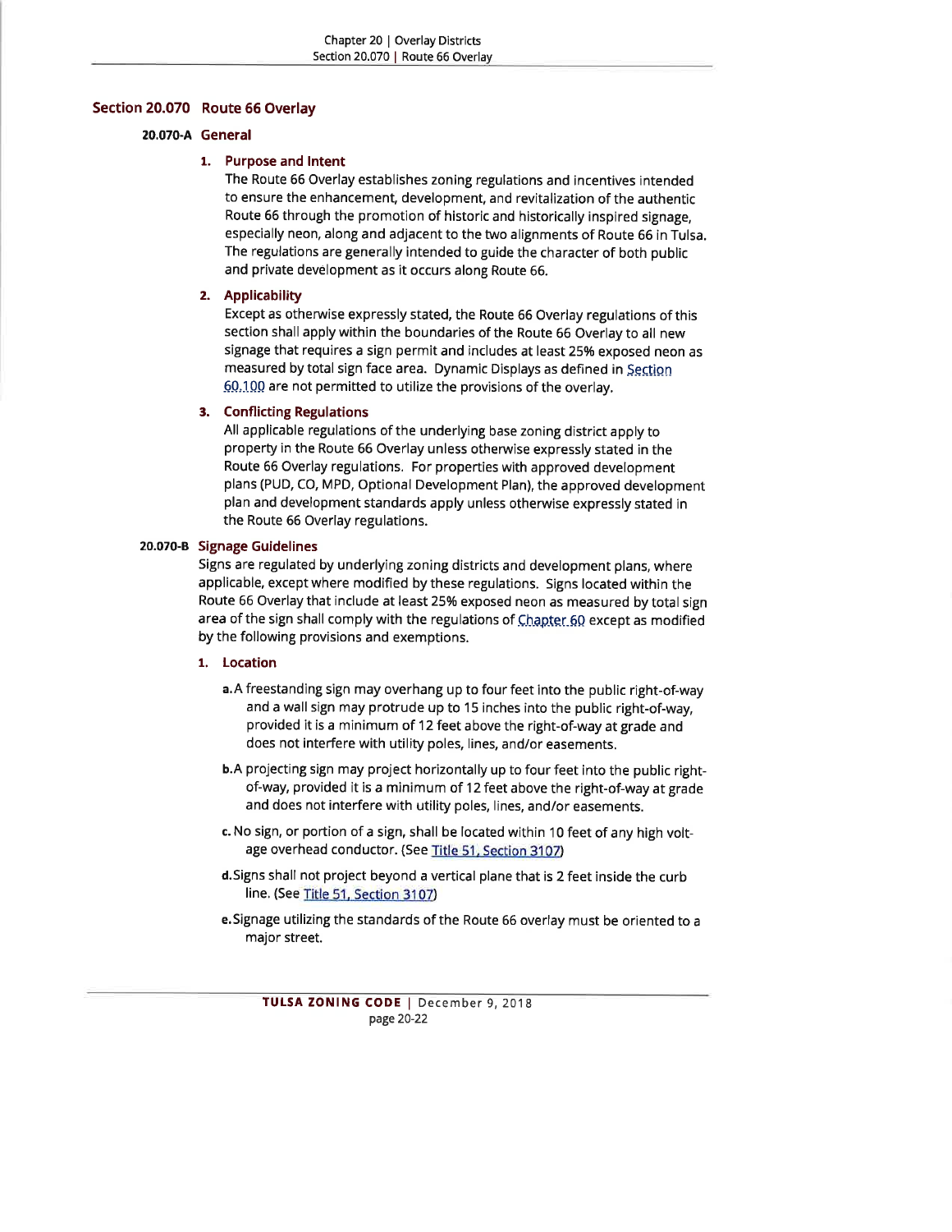## Section 20.070 Route 66 Overlay

### 20.070-A General

#### 1. Purpose and Intent

The Route 66 Overlay establishes zoning regulations and incentives intended to ensure the enhancement, development, and revitalization of the authentic Route 66 through the promotion of historic and historically inspired signage, especially neon, along and adjacent to the two alignments of Route 66 in Tulsa. The regulations are generally intended to guide the character of both public and private development as it occurs along Route 66.

#### 2. Applicability

Except as otherwise expressly stated, the Route 66 Overlay regulations of this section shall apply within the boundaries of the Route 66 Overlay to all new signage that requires a sign permit and includes at least 25% exposed neon as measured by total sign face area. Dynamic Displays as defined in Section 60.100 are not permitted to utilize the provisions of the overlay.

#### 3. Conflicting Regulations

All applicable regulations of the underlying base zoning district apply to property in the Route 66 Overlay unless otherwise expressly stated in the Route 66 Overlay regulations. For properties with approved development plans (PUD, CO, MPD, Optional Development Plan), the approved development plan and development standards apply unless otherwise expressly stated in the Route 66 Overlay regulations.

### 20.070-B Signage Guidelines

Signs are regulated by underlying zoning districts and development plans, where applicable, except where modified by these regulations. Signs located within the Route 66 Overlay that include at least 25% exposed neon as measured by total sign area of the sign shall comply with the regulations of Chapter 60 except as modified by the following provisions and exemptions.

#### 1. Location

a. A freestanding sign may overhang up to four feet into the public right-of-way and a wall sign may protrude up to 15 inches into the public right-of-way, provided it is a minimum of 12 feet above the right-of-way at grade and does not interfere with utility poles, lines, and/or easements.

b. A projecting sign may project horizontally up to four feet into the public right-of-way, provided it is a minimum of 12 feet above the right-of-way at grade and does not interfere with utility poles, lines, and/or easements.

c. No sign, or portion of a sign, shall be located within 10 feet of any high voltage overhead conductor. (See Title 51, Section 3107)

d. Signs shall not project beyond a vertical plane that is 2 feet inside the curb line. (See Title 51, Section 3107)

e. Signage utilizing the standards of the Route 66 overlay must be oriented to a major street.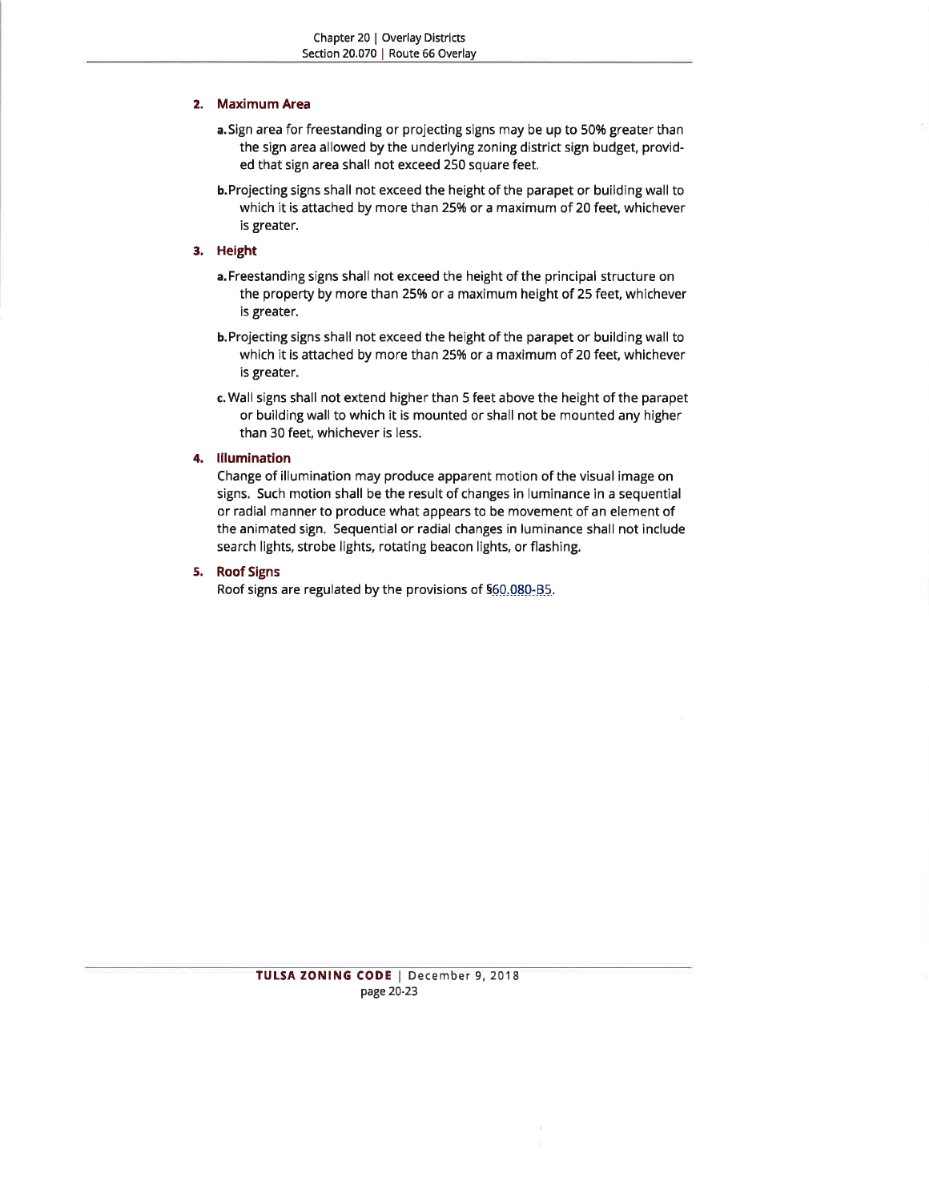**2. Maximum Area**

a. Sign area for freestanding or projecting signs may be up to 50% greater than the sign area allowed by the underlying zoning district sign budget, provided that sign area shall not exceed 250 square feet.

b. Projecting signs shall not exceed the height of the parapet or building wall to which it is attached by more than 25% or a maximum of 20 feet, whichever is greater.

**3. Height**

a. Freestanding signs shall not exceed the height of the principal structure on the property by more than 25% or a maximum height of 25 feet, whichever is greater.

b. Projecting signs shall not exceed the height of the parapet or building wall to which it is attached by more than 25% or a maximum of 20 feet, whichever is greater.

c. Wall signs shall not extend higher than 5 feet above the height of the parapet or building wall to which it is mounted or shall not be mounted any higher than 30 feet, whichever is less.

**4. Illumination**

Change of illumination may produce apparent motion of the visual image on signs. Such motion shall be the result of changes in luminance in a sequential or radial manner to produce what appears to be movement of an element of the animated sign. Sequential or radial changes in luminance shall not include search lights, strobe lights, rotating beacon lights, or flashing.

**5. Roof Signs**

Roof signs are regulated by the provisions of §60.080-B5.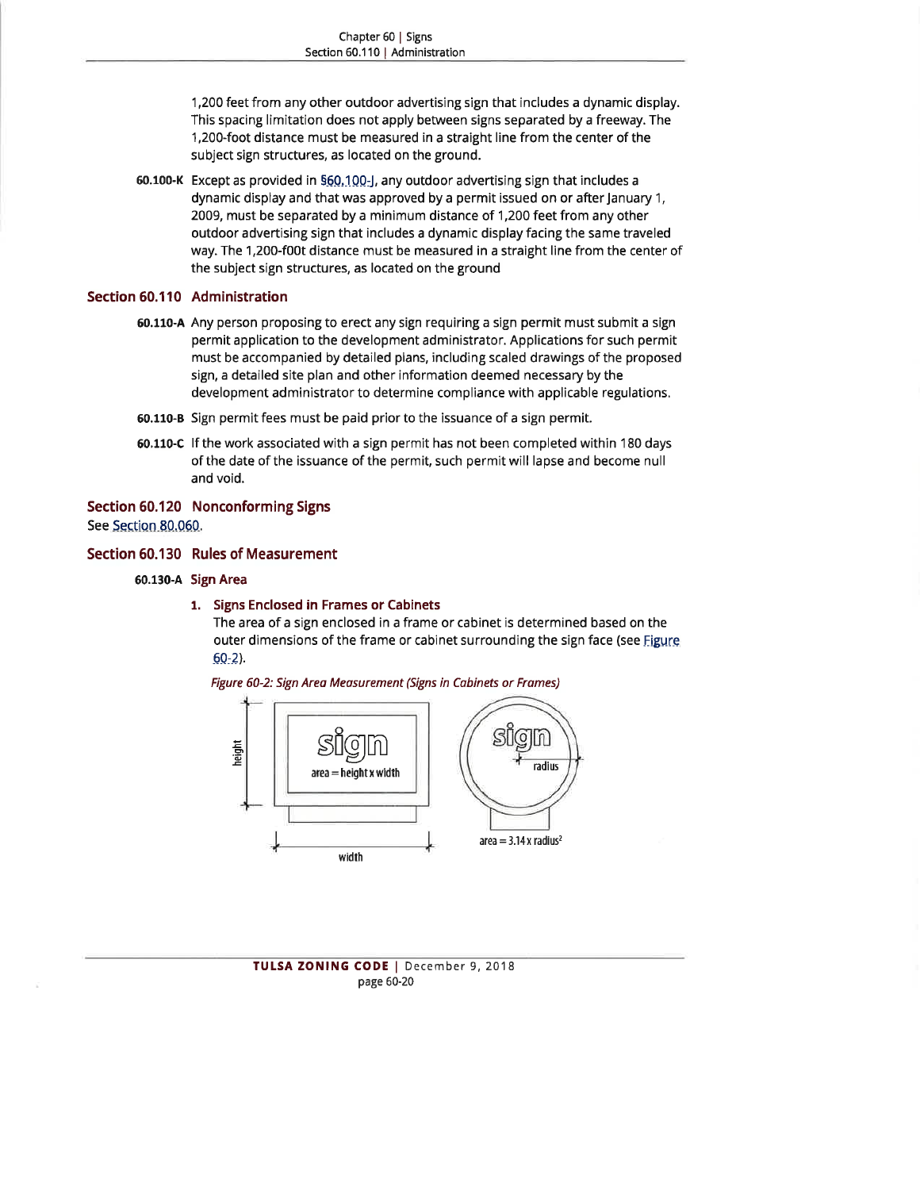1,200 feet from any other outdoor advertising sign that includes a dynamic display. This spacing limitation does not apply between signs separated by a freeway. The 1,200-foot distance must be measured in a straight line from the center of the subject sign structures, as located on the ground.

**60.100-K** Except as provided in §60.100-J, any outdoor advertising sign that includes a dynamic display and that was approved by a permit issued on or after January 1, 2009, must be separated by a minimum distance of 1,200 feet from any other outdoor advertising sign that includes a dynamic display facing the same traveled way. The 1,200-f00t distance must be measured in a straight line from the center of the subject sign structures, as located on the ground

## Section 60.110 Administration

**60.110-A** Any person proposing to erect any sign requiring a sign permit must submit a sign permit application to the development administrator. Applications for such permit must be accompanied by detailed plans, including scaled drawings of the proposed sign, a detailed site plan and other information deemed necessary by the development administrator to determine compliance with applicable regulations.

**60.110-B** Sign permit fees must be paid prior to the issuance of a sign permit.

**60.110-C** If the work associated with a sign permit has not been completed within 180 days of the date of the issuance of the permit, such permit will lapse and become null and void.

## Section 60.120 Nonconforming Signs

See Section 80.060.

## Section 60.130 Rules of Measurement

### 60.130-A Sign Area

**1. Signs Enclosed in Frames or Cabinets**

The area of a sign enclosed in a frame or cabinet is determined based on the outer dimensions of the frame or cabinet surrounding the sign face (see Figure 60-2).

*Figure 60-2: Sign Area Measurement (Signs in Cabinets or Frames)*

area = height x width

area = 3.14 x radius$^2$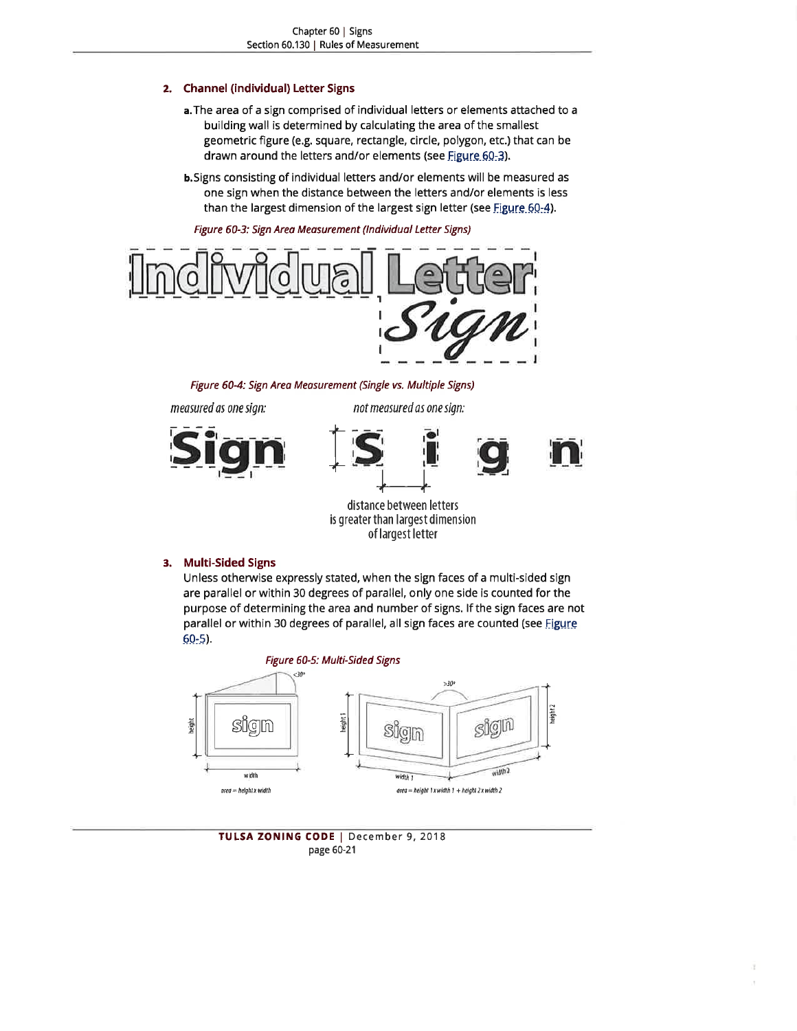2. **Channel (Individual) Letter Signs**

   a. The area of a sign comprised of individual letters or elements attached to a building wall is determined by calculating the area of the smallest geometric figure (e.g. square, rectangle, circle, polygon, etc.) that can be drawn around the letters and/or elements (see Figure 60-3).

   b. Signs consisting of individual letters and/or elements will be measured as one sign when the distance between the letters and/or elements is less than the largest dimension of the largest sign letter (see Figure 60-4).

*Figure 60-3: Sign Area Measurement (Individual Letter Signs)*

Individual Letter Sign

*Figure 60-4: Sign Area Measurement (Single vs. Multiple Signs)*

measured as one sign:

Sign

not measured as one sign:

S i g n

distance between letters is greater than largest dimension of largest letter

3. **Multi-Sided Signs**

   Unless otherwise expressly stated, when the sign faces of a multi-sided sign are parallel or within 30 degrees of parallel, only one side is counted for the purpose of determining the area and number of signs. If the sign faces are not parallel or within 30 degrees of parallel, all sign faces are counted (see Figure 60-5).

*Figure 60-5: Multi-Sided Signs*

<30°

sign

height

width

area = height x width

>30°

sign

sign

height 1

height 2

width 1

width 2

area = height 1 x width 1 + height 2 x width 2